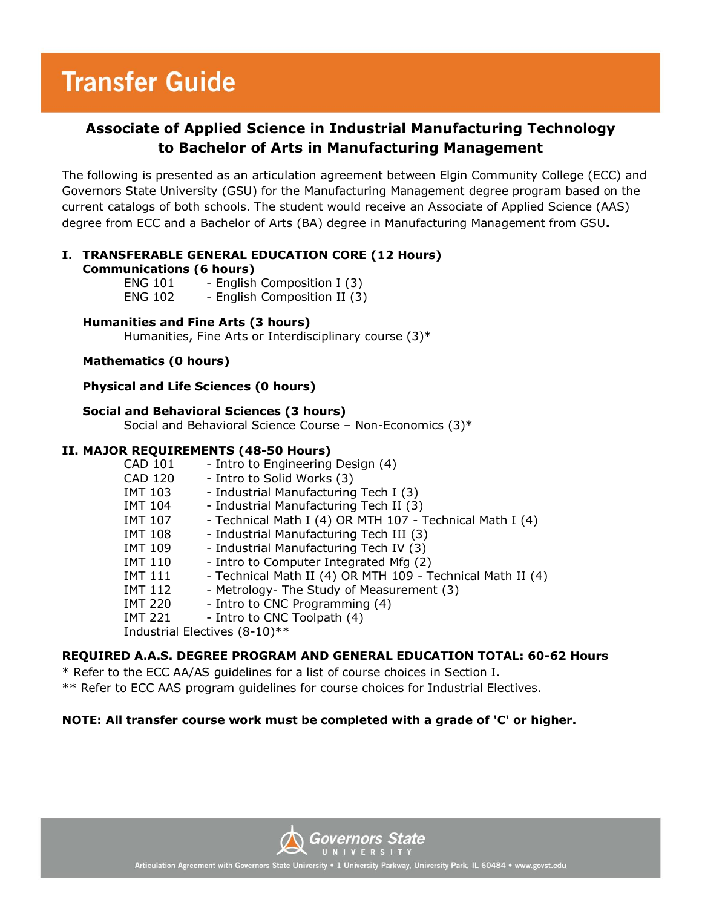# Transfer Guide

## Associate of Applied Science in Industrial Manufacturing Technology to Bachelor of Arts in Manufacturing Management

The following is presented as an articulation agreement between Elgin Community College (ECC) and Governors State University (GSU) for the Manufacturing Management degree program based on the current catalogs of both schools. The student would receive an Associate of Applied Science (AAS) degree from ECC and a Bachelor of Arts (BA) degree in Manufacturing Management from GSU.

### I. TRANSFERABLE GENERAL EDUCATION CORE (12 Hours)

**Communications (6 hours)**

- ENG 101 - English Composition I (3)
- ENG 102 - English Composition II (3)

**Humanities and Fine Arts (3 hours)**

- Humanities, Fine Arts or Interdisciplinary course (3)*

**Mathematics (0 hours)**

**Physical and Life Sciences (0 hours)**

**Social and Behavioral Sciences (3 hours)**

- Social and Behavioral Science Course – Non-Economics (3)*

### II. MAJOR REQUIREMENTS (48-50 Hours)

- CAD 101 - Intro to Engineering Design (4)
- CAD 120 - Intro to Solid Works (3)
- IMT 103 - Industrial Manufacturing Tech I (3)
- IMT 104 - Industrial Manufacturing Tech II (3)
- IMT 107 - Technical Math I (4) OR MTH 107 - Technical Math I (4)
- IMT 108 - Industrial Manufacturing Tech III (3)
- IMT 109 - Industrial Manufacturing Tech IV (3)
- IMT 110 - Intro to Computer Integrated Mfg (2)
- IMT 111 - Technical Math II (4) OR MTH 109 - Technical Math II (4)
- IMT 112 - Metrology- The Study of Measurement (3)
- IMT 220 - Intro to CNC Programming (4)
- IMT 221 - Intro to CNC Toolpath (4)
- Industrial Electives (8-10)**

**REQUIRED A.A.S. DEGREE PROGRAM AND GENERAL EDUCATION TOTAL: 60-62 Hours**

* Refer to the ECC AA/AS guidelines for a list of course choices in Section I.

** Refer to ECC AAS program guidelines for course choices for Industrial Electives.

**NOTE: All transfer course work must be completed with a grade of 'C' or higher.**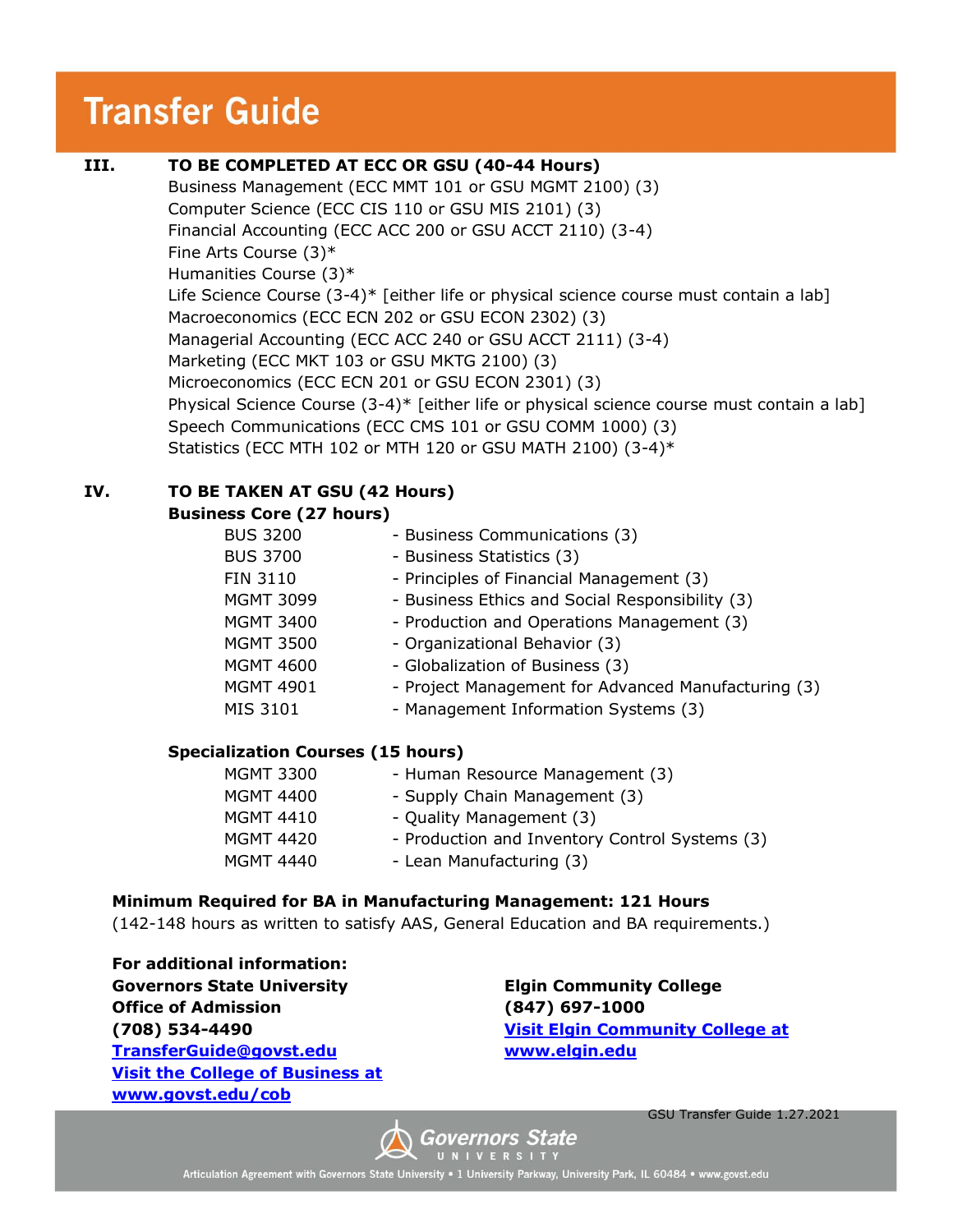# Transfer Guide

**III. TO BE COMPLETED AT ECC OR GSU (40-44 Hours)**

Business Management (ECC MMT 101 or GSU MGMT 2100) (3)
Computer Science (ECC CIS 110 or GSU MIS 2101) (3)
Financial Accounting (ECC ACC 200 or GSU ACCT 2110) (3-4)
Fine Arts Course (3)*
Humanities Course (3)*
Life Science Course (3-4)* [either life or physical science course must contain a lab]
Macroeconomics (ECC ECN 202 or GSU ECON 2302) (3)
Managerial Accounting (ECC ACC 240 or GSU ACCT 2111) (3-4)
Marketing (ECC MKT 103 or GSU MKTG 2100) (3)
Microeconomics (ECC ECN 201 or GSU ECON 2301) (3)
Physical Science Course (3-4)* [either life or physical science course must contain a lab]
Speech Communications (ECC CMS 101 or GSU COMM 1000) (3)
Statistics (ECC MTH 102 or MTH 120 or GSU MATH 2100) (3-4)*

**IV. TO BE TAKEN AT GSU (42 Hours)**

**Business Core (27 hours)**

| | |
|---|---|
| BUS 3200 | - Business Communications (3) |
| BUS 3700 | - Business Statistics (3) |
| FIN 3110 | - Principles of Financial Management (3) |
| MGMT 3099 | - Business Ethics and Social Responsibility (3) |
| MGMT 3400 | - Production and Operations Management (3) |
| MGMT 3500 | - Organizational Behavior (3) |
| MGMT 4600 | - Globalization of Business (3) |
| MGMT 4901 | - Project Management for Advanced Manufacturing (3) |
| MIS 3101 | - Management Information Systems (3) |

**Specialization Courses (15 hours)**

| | |
|---|---|
| MGMT 3300 | - Human Resource Management (3) |
| MGMT 4400 | - Supply Chain Management (3) |
| MGMT 4410 | - Quality Management (3) |
| MGMT 4420 | - Production and Inventory Control Systems (3) |
| MGMT 4440 | - Lean Manufacturing (3) |

**Minimum Required for BA in Manufacturing Management: 121 Hours**
(142-148 hours as written to satisfy AAS, General Education and BA requirements.)

**For additional information:**

**Governors State University**
**Office of Admission**
**(708) 534-4490**
**TransferGuide@govst.edu**
**Visit the College of Business at www.govst.edu/cob**

**Elgin Community College**
**(847) 697-1000**
**Visit Elgin Community College at www.elgin.edu**

GSU Transfer Guide 1.27.2021

Governors State University

Articulation Agreement with Governors State University • 1 University Parkway, University Park, IL 60484 • www.govst.edu